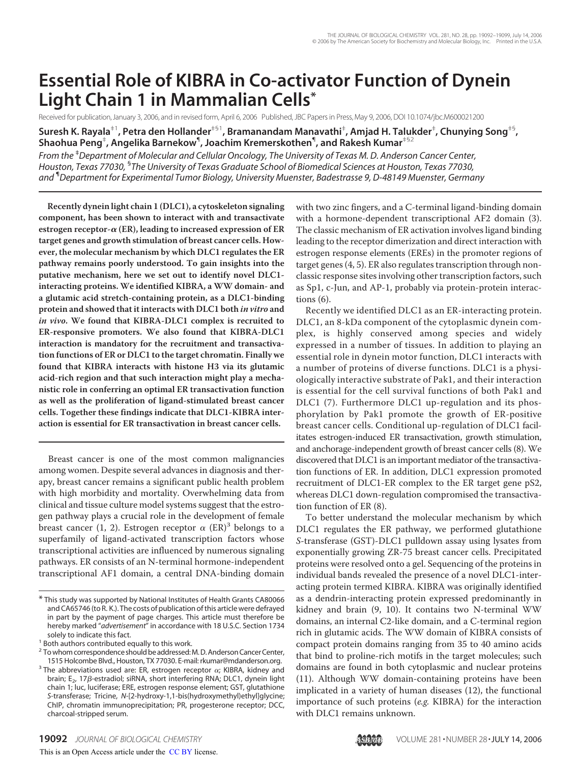# Essential Role of KIBRA in Co-activator Function of Dynein Light Chain 1 in Mammalian Cells*

Received for publication, January 3, 2006, and in revised form, April 6, 2006 Published, JBC Papers in Press, May 9, 2006, DOI 10.1074/jbc.M600021200

**Suresh K. Rayala[‡1], Petra den Hollander[‡§1], Bramanandam Manavathi[‡], Amjad H. Talukder[‡], Chunying Song[‡§], Shaohua Peng[‡], Angelika Barnekow[¶], Joachim Kremerskothen[¶], and Rakesh Kumar[‡§2]**

*From the [‡]Department of Molecular and Cellular Oncology, The University of Texas M. D. Anderson Cancer Center, Houston, Texas 77030, [§]The University of Texas Graduate School of Biomedical Sciences at Houston, Texas 77030, and [¶]Department for Experimental Tumor Biology, University Muenster, Badestrasse 9, D-48149 Muenster, Germany*

**Recently dynein light chain 1 (DLC1), a cytoskeleton signaling component, has been shown to interact with and transactivate estrogen receptor-α (ER), leading to increased expression of ER target genes and growth stimulation of breast cancer cells. However, the molecular mechanism by which DLC1 regulates the ER pathway remains poorly understood. To gain insights into the putative mechanism, here we set out to identify novel DLC1-interacting proteins. We identified KIBRA, a WW domain- and a glutamic acid stretch-containing protein, as a DLC1-binding protein and showed that it interacts with DLC1 both *in vitro* and *in vivo*. We found that KIBRA-DLC1 complex is recruited to ER-responsive promoters. We also found that KIBRA-DLC1 interaction is mandatory for the recruitment and transactivation functions of ER or DLC1 to the target chromatin. Finally we found that KIBRA interacts with histone H3 via its glutamic acid-rich region and that such interaction might play a mechanistic role in conferring an optimal ER transactivation function as well as the proliferation of ligand-stimulated breast cancer cells. Together these findings indicate that DLC1-KIBRA interaction is essential for ER transactivation in breast cancer cells.**

Breast cancer is one of the most common malignancies among women. Despite several advances in diagnosis and therapy, breast cancer remains a significant public health problem with high morbidity and mortality. Overwhelming data from clinical and tissue culture model systems suggest that the estrogen pathway plays a crucial role in the development of female breast cancer (1, 2). Estrogen receptor α (ER)[3] belongs to a superfamily of ligand-activated transcription factors whose transcriptional activities are influenced by numerous signaling pathways. ER consists of an N-terminal hormone-independent transcriptional AF1 domain, a central DNA-binding domain with two zinc fingers, and a C-terminal ligand-binding domain with a hormone-dependent transcriptional AF2 domain (3). The classic mechanism of ER activation involves ligand binding leading to the receptor dimerization and direct interaction with estrogen response elements (EREs) in the promoter regions of target genes (4, 5). ER also regulates transcription through non-classic response sites involving other transcription factors, such as Sp1, c-Jun, and AP-1, probably via protein-protein interactions (6).

Recently we identified DLC1 as an ER-interacting protein. DLC1, an 8-kDa component of the cytoplasmic dynein complex, is highly conserved among species and widely expressed in a number of tissues. In addition to playing an essential role in dynein motor function, DLC1 interacts with a number of proteins of diverse functions. DLC1 is a physiologically interactive substrate of Pak1, and their interaction is essential for the cell survival functions of both Pak1 and DLC1 (7). Furthermore DLC1 up-regulation and its phosphorylation by Pak1 promote the growth of ER-positive breast cancer cells. Conditional up-regulation of DLC1 facilitates estrogen-induced ER transactivation, growth stimulation, and anchorage-independent growth of breast cancer cells (8). We discovered that DLC1 is an important mediator of the transactivation functions of ER. In addition, DLC1 expression promoted recruitment of DLC1-ER complex to the ER target gene pS2, whereas DLC1 down-regulation compromised the transactivation function of ER (8).

To better understand the molecular mechanism by which DLC1 regulates the ER pathway, we performed glutathione *S*-transferase (GST)-DLC1 pulldown assay using lysates from exponentially growing ZR-75 breast cancer cells. Precipitated proteins were resolved onto a gel. Sequencing of the proteins in individual bands revealed the presence of a novel DLC1-interacting protein termed KIBRA. KIBRA was originally identified as a dendrin-interacting protein expressed predominantly in kidney and brain (9, 10). It contains two N-terminal WW domains, an internal C2-like domain, and a C-terminal region rich in glutamic acids. The WW domain of KIBRA consists of compact protein domains ranging from 35 to 40 amino acids that bind to proline-rich motifs in the target molecules; such domains are found in both cytoplasmic and nuclear proteins (11). Although WW domain-containing proteins have been implicated in a variety of human diseases (12), the functional importance of such proteins (*e.g.* KIBRA) for the interaction with DLC1 remains unknown.

---

\* This study was supported by National Institutes of Health Grants CA80066 and CA65746 (to R. K.). The costs of publication of this article were defrayed in part by the payment of page charges. This article must therefore be hereby marked "*advertisement*" in accordance with 18 U.S.C. Section 1734 solely to indicate this fact.

[1] Both authors contributed equally to this work.

[2] To whom correspondence should be addressed: M. D. Anderson Cancer Center, 1515 Holcombe Blvd., Houston, TX 77030. E-mail: rkumar@mdanderson.org.

[3] The abbreviations used are: ER, estrogen receptor α; KIBRA, kidney and brain; $E_2$, 17β-estradiol; siRNA, short interfering RNA; DLC1, dynein light chain 1; luc, luciferase; ERE, estrogen response element; GST, glutathione *S*-transferase; Tricine, *N*-[2-hydroxy-1,1-bis(hydroxymethyl)ethyl]glycine; ChIP, chromatin immunoprecipitation; PR, progesterone receptor; DCC, charcoal-stripped serum.

This is an Open Access article under the CC BY license.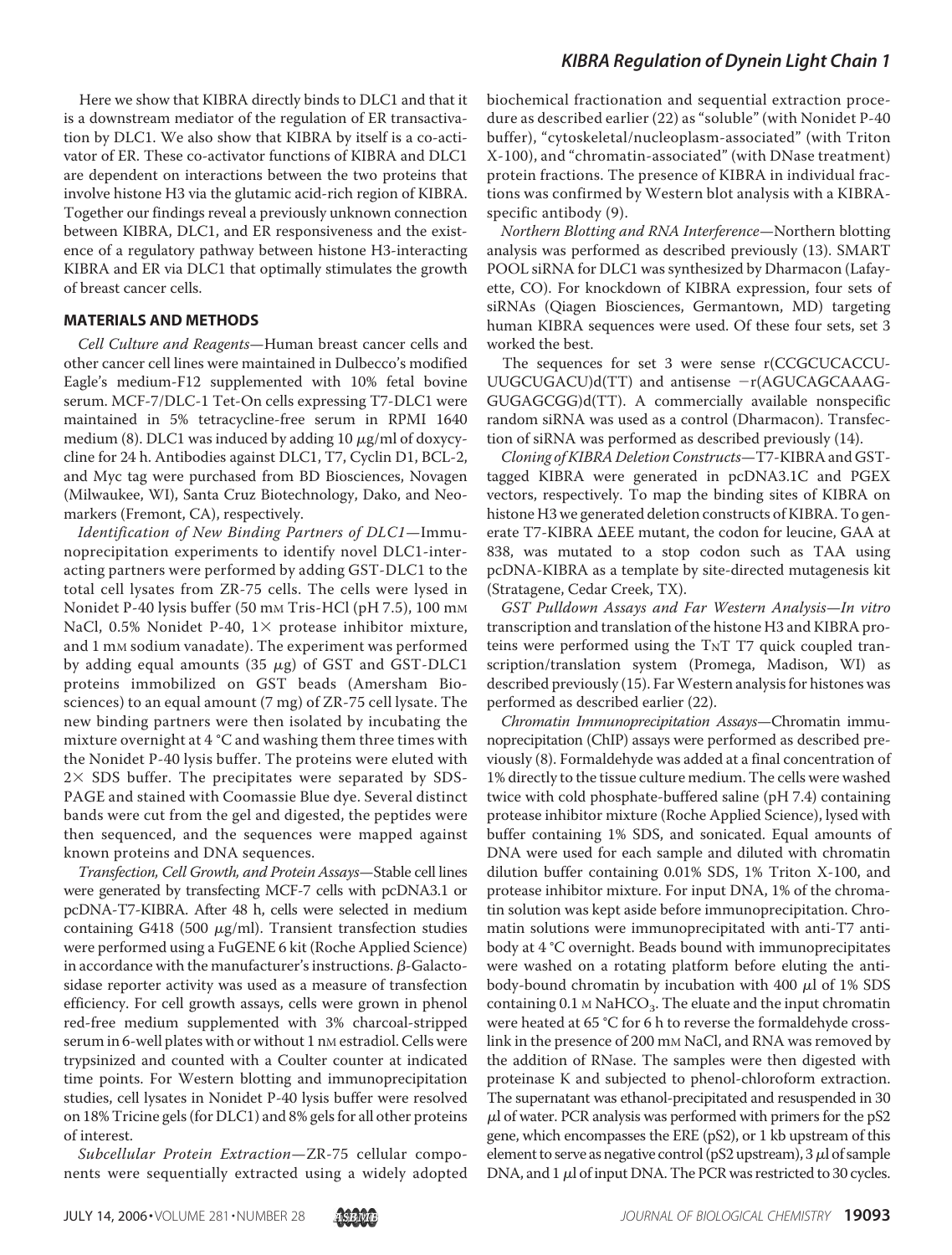Here we show that KIBRA directly binds to DLC1 and that it is a downstream mediator of the regulation of ER transactivation by DLC1. We also show that KIBRA by itself is a co-activator of ER. These co-activator functions of KIBRA and DLC1 are dependent on interactions between the two proteins that involve histone H3 via the glutamic acid-rich region of KIBRA. Together our findings reveal a previously unknown connection between KIBRA, DLC1, and ER responsiveness and the existence of a regulatory pathway between histone H3-interacting KIBRA and ER via DLC1 that optimally stimulates the growth of breast cancer cells.

## MATERIALS AND METHODS

*Cell Culture and Reagents*—Human breast cancer cells and other cancer cell lines were maintained in Dulbecco's modified Eagle's medium-F12 supplemented with 10% fetal bovine serum. MCF-7/DLC-1 Tet-On cells expressing T7-DLC1 were maintained in 5% tetracycline-free serum in RPMI 1640 medium (8). DLC1 was induced by adding 10 μg/ml of doxycycline for 24 h. Antibodies against DLC1, T7, Cyclin D1, BCL-2, and Myc tag were purchased from BD Biosciences, Novagen (Milwaukee, WI), Santa Cruz Biotechnology, Dako, and Neomarkers (Fremont, CA), respectively.

*Identification of New Binding Partners of DLC1*—Immunoprecipitation experiments to identify novel DLC1-interacting partners were performed by adding GST-DLC1 to the total cell lysates from ZR-75 cells. The cells were lysed in Nonidet P-40 lysis buffer (50 mM Tris-HCl (pH 7.5), 100 mM NaCl, 0.5% Nonidet P-40, 1× protease inhibitor mixture, and 1 mM sodium vanadate). The experiment was performed by adding equal amounts (35 μg) of GST and GST-DLC1 proteins immobilized on GST beads (Amersham Biosciences) to an equal amount (7 mg) of ZR-75 cell lysate. The new binding partners were then isolated by incubating the mixture overnight at 4 °C and washing them three times with the Nonidet P-40 lysis buffer. The proteins were eluted with 2× SDS buffer. The precipitates were separated by SDS-PAGE and stained with Coomassie Blue dye. Several distinct bands were cut from the gel and digested, the peptides were then sequenced, and the sequences were mapped against known proteins and DNA sequences.

*Transfection, Cell Growth, and Protein Assays*—Stable cell lines were generated by transfecting MCF-7 cells with pcDNA3.1 or pcDNA-T7-KIBRA. After 48 h, cells were selected in medium containing G418 (500 μg/ml). Transient transfection studies were performed using a FuGENE 6 kit (Roche Applied Science) in accordance with the manufacturer's instructions. β-Galactosidase reporter activity was used as a measure of transfection efficiency. For cell growth assays, cells were grown in phenol red-free medium supplemented with 3% charcoal-stripped serum in 6-well plates with or without 1 nM estradiol. Cells were trypsinized and counted with a Coulter counter at indicated time points. For Western blotting and immunoprecipitation studies, cell lysates in Nonidet P-40 lysis buffer were resolved on 18% Tricine gels (for DLC1) and 8% gels for all other proteins of interest.

*Subcellular Protein Extraction*—ZR-75 cellular components were sequentially extracted using a widely adopted biochemical fractionation and sequential extraction procedure as described earlier (22) as "soluble" (with Nonidet P-40 buffer), "cytoskeletal/nucleoplasm-associated" (with Triton X-100), and "chromatin-associated" (with DNase treatment) protein fractions. The presence of KIBRA in individual fractions was confirmed by Western blot analysis with a KIBRA-specific antibody (9).

*Northern Blotting and RNA Interference*—Northern blotting analysis was performed as described previously (13). SMART POOL siRNA for DLC1 was synthesized by Dharmacon (Lafayette, CO). For knockdown of KIBRA expression, four sets of siRNAs (Qiagen Biosciences, Germantown, MD) targeting human KIBRA sequences were used. Of these four sets, set 3 worked the best.

The sequences for set 3 were sense r(CCGCUCACCUUUGCUGACU)d(TT) and antisense −r(AGUCAGCAAAGGUGAGCGG)d(TT). A commercially available nonspecific random siRNA was used as a control (Dharmacon). Transfection of siRNA was performed as described previously (14).

*Cloning of KIBRA Deletion Constructs*—T7-KIBRA and GST-tagged KIBRA were generated in pcDNA3.1C and PGEX vectors, respectively. To map the binding sites of KIBRA on histone H3 we generated deletion constructs of KIBRA. To generate T7-KIBRA ΔEEE mutant, the codon for leucine, GAA at 838, was mutated to a stop codon such as TAA using pcDNA-KIBRA as a template by site-directed mutagenesis kit (Stratagene, Cedar Creek, TX).

*GST Pulldown Assays and Far Western Analysis*—*In vitro* transcription and translation of the histone H3 and KIBRA proteins were performed using the TNT T7 quick coupled transcription/translation system (Promega, Madison, WI) as described previously (15). Far Western analysis for histones was performed as described earlier (22).

*Chromatin Immunoprecipitation Assays*—Chromatin immunoprecipitation (ChIP) assays were performed as described previously (8). Formaldehyde was added at a final concentration of 1% directly to the tissue culture medium. The cells were washed twice with cold phosphate-buffered saline (pH 7.4) containing protease inhibitor mixture (Roche Applied Science), lysed with buffer containing 1% SDS, and sonicated. Equal amounts of DNA were used for each sample and diluted with chromatin dilution buffer containing 0.01% SDS, 1% Triton X-100, and protease inhibitor mixture. For input DNA, 1% of the chromatin solution was kept aside before immunoprecipitation. Chromatin solutions were immunoprecipitated with anti-T7 antibody at 4 °C overnight. Beads bound with immunoprecipitates were washed on a rotating platform before eluting the antibody-bound chromatin by incubation with 400 μl of 1% SDS containing 0.1 M $NaHCO_3$. The eluate and the input chromatin were heated at 65 °C for 6 h to reverse the formaldehyde cross-link in the presence of 200 mM NaCl, and RNA was removed by the addition of RNase. The samples were then digested with proteinase K and subjected to phenol-chloroform extraction. The supernatant was ethanol-precipitated and resuspended in 30 μl of water. PCR analysis was performed with primers for the pS2 gene, which encompasses the ERE (pS2), or 1 kb upstream of this element to serve as negative control (pS2 upstream), 3 μl of sample DNA, and 1 μl of input DNA. The PCR was restricted to 30 cycles.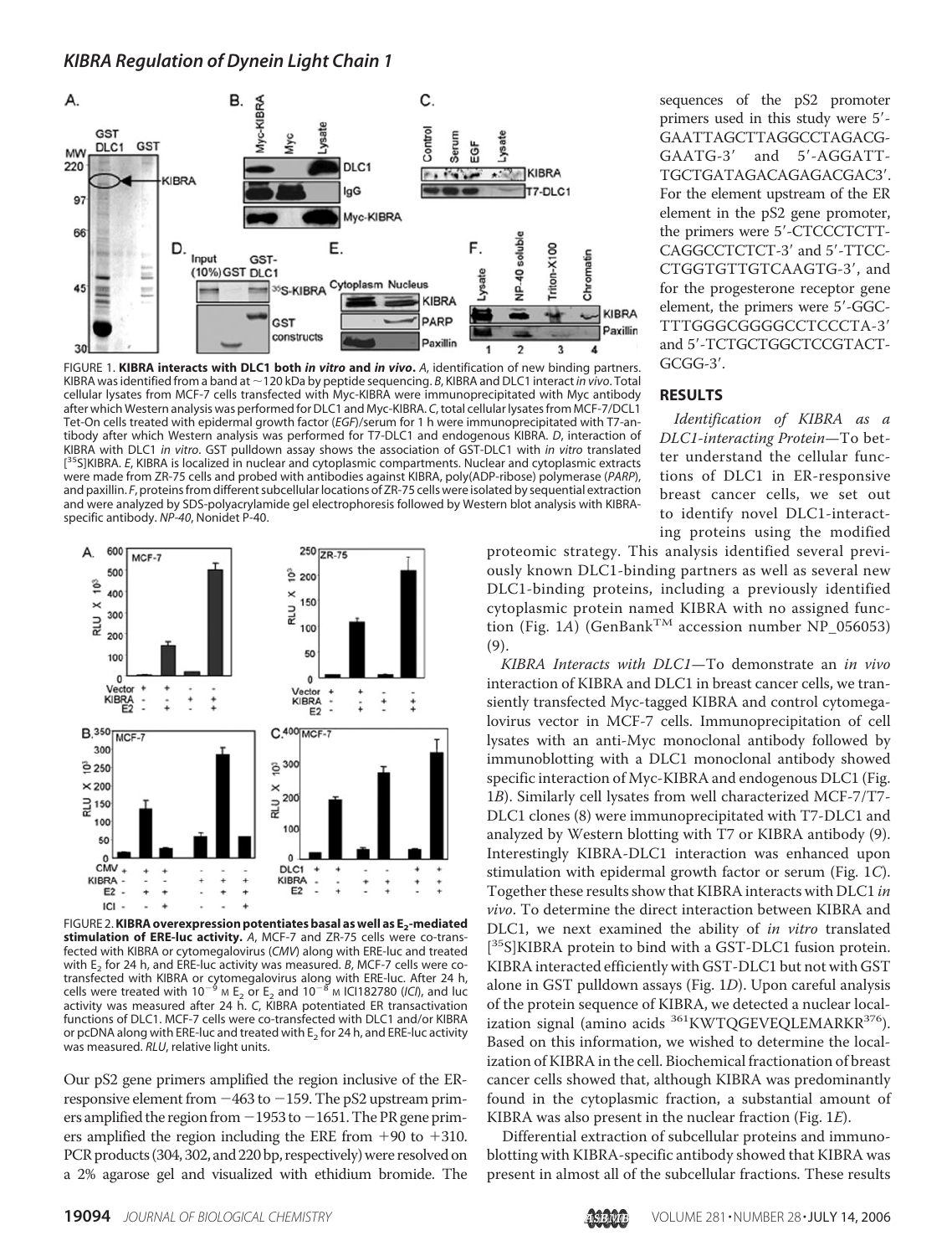FIGURE 1. **KIBRA interacts with DLC1 both *in vitro* and *in vivo*.** *A*, identification of new binding partners. KIBRA was identified from a band at ~120 kDa by peptide sequencing. *B*, KIBRA and DLC1 interact *in vivo*. Total cellular lysates from MCF-7 cells transfected with Myc-KIBRA were immunoprecipitated with Myc antibody after which Western analysis was performed for DLC1 and Myc-KIBRA. *C*, total cellular lysates from MCF-7/DCL1 Tet-On cells treated with epidermal growth factor (*EGF*)/serum for 1 h were immunoprecipitated with T7-antibody after which Western analysis was performed for T7-DLC1 and endogenous KIBRA. *D*, interaction of KIBRA with DLC1 *in vitro*. GST pulldown assay shows the association of GST-DLC1 with *in vitro* translated [$^{35}$S]KIBRA. *E*, KIBRA is localized in nuclear and cytoplasmic compartments. Nuclear and cytoplasmic extracts were made from ZR-75 cells and probed with antibodies against KIBRA, poly(ADP-ribose) polymerase (*PARP*), and paxillin. *F*, proteins from different subcellular locations of ZR-75 cells were isolated by sequential extraction and were analyzed by SDS-polyacrylamide gel electrophoresis followed by Western blot analysis with KIBRA-specific antibody. *NP-40*, Nonidet P-40.

FIGURE 2. **KIBRA overexpression potentiates basal as well as $E_2$-mediated stimulation of ERE-luc activity.** *A*, MCF-7 and ZR-75 cells were co-transfected with KIBRA or cytomegalovirus (*CMV*) along with ERE-luc and treated with $E_2$ for 24 h, and ERE-luc activity was measured. *B*, MCF-7 cells were co-transfected with KIBRA or cytomegalovirus along with ERE-luc. After 24 h, cells were treated with $10^{-9}$ M $E_2$ or $E_2$ and $10^{-8}$ M ICI182780 (*ICI*), and luc activity was measured after 24 h. *C*, KIBRA potentiated ER transactivation functions of DLC1. MCF-7 cells were co-transfected with DLC1 and/or KIBRA or pcDNA along with ERE-luc and treated with $E_2$ for 24 h, and ERE-luc activity was measured. *RLU*, relative light units.

Our pS2 gene primers amplified the region inclusive of the ER-responsive element from −463 to −159. The pS2 upstream primers amplified the region from −1953 to −1651. The PR gene primers amplified the region including the ERE from +90 to +310. PCR products (304, 302, and 220 bp, respectively) were resolved on a 2% agarose gel and visualized with ethidium bromide. The sequences of the pS2 promoter primers used in this study were 5′-GAATTAGCTTAGGCCTAGACG-GAATG-3′ and 5′-AGGATT-TGCTGATAGACAGAGACGAC3′. For the element upstream of the ER element in the pS2 gene promoter, the primers were 5′-CTCCCTCTT-CAGGCCTCTCT-3′ and 5′-TTCC-CTGGTGTTGTCAAGTG-3′, and for the progesterone receptor gene element, the primers were 5′-GGC-TTTGGGCGGGGCCTCCCTA-3′ and 5′-TCTGCTGGCTCCGTACT-GCGG-3′.

## RESULTS

*Identification of KIBRA as a DLC1-interacting Protein*—To better understand the cellular functions of DLC1 in ER-responsive breast cancer cells, we set out to identify novel DLC1-interacting proteins using the modified proteomic strategy. This analysis identified several previously known DLC1-binding partners as well as several new DLC1-binding proteins, including a previously identified cytoplasmic protein named KIBRA with no assigned function (Fig. 1*A*) (GenBank™ accession number NP_056053) (9).

*KIBRA Interacts with DLC1*—To demonstrate an *in vivo* interaction of KIBRA and DLC1 in breast cancer cells, we transiently transfected Myc-tagged KIBRA and control cytomegalovirus vector in MCF-7 cells. Immunoprecipitation of cell lysates with an anti-Myc monoclonal antibody followed by immunoblotting with a DLC1 monoclonal antibody showed specific interaction of Myc-KIBRA and endogenous DLC1 (Fig. 1*B*). Similarly cell lysates from well characterized MCF-7/T7-DLC1 clones (8) were immunoprecipitated with T7-DLC1 and analyzed by Western blotting with T7 or KIBRA antibody (9). Interestingly KIBRA-DLC1 interaction was enhanced upon stimulation with epidermal growth factor or serum (Fig. 1*C*). Together these results show that KIBRA interacts with DLC1 *in vivo*. To determine the direct interaction between KIBRA and DLC1, we next examined the ability of *in vitro* translated [$^{35}$S]KIBRA protein to bind with a GST-DLC1 fusion protein. KIBRA interacted efficiently with GST-DLC1 but not with GST alone in GST pulldown assays (Fig. 1*D*). Upon careful analysis of the protein sequence of KIBRA, we detected a nuclear localization signal (amino acids $^{361}$KWTQGEVEQLEMARKR$^{376}$). Based on this information, we wished to determine the localization of KIBRA in the cell. Biochemical fractionation of breast cancer cells showed that, although KIBRA was predominantly found in the cytoplasmic fraction, a substantial amount of KIBRA was also present in the nuclear fraction (Fig. 1*E*).

Differential extraction of subcellular proteins and immunoblotting with KIBRA-specific antibody showed that KIBRA was present in almost all of the subcellular fractions. These results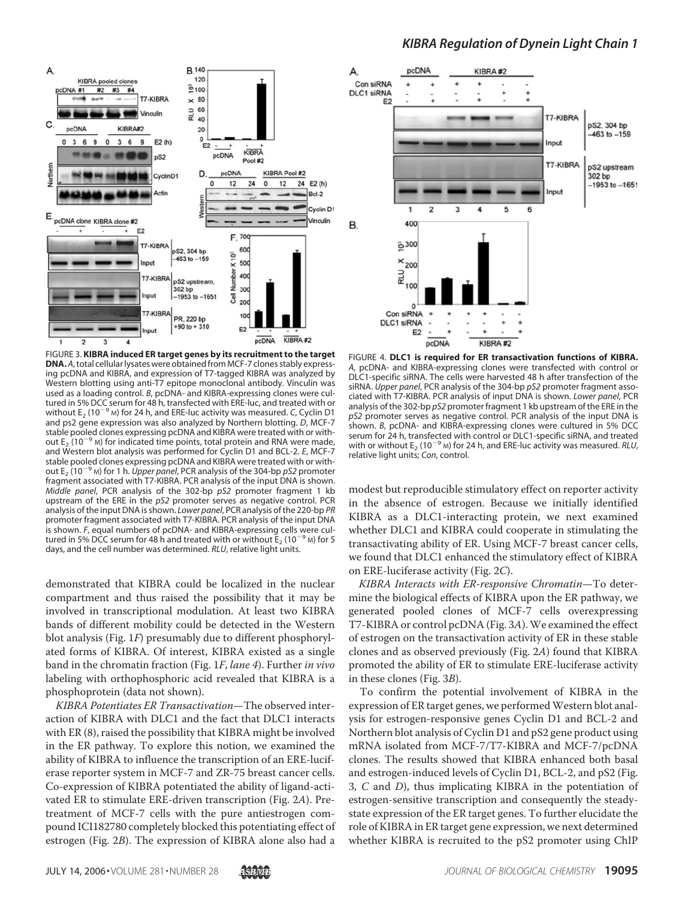FIGURE 3. **KIBRA induced ER target genes by its recruitment to the target DNA.** *A*, total cellular lysates were obtained from MCF-7 clones stably expressing pcDNA and KIBRA, and expression of T7-tagged KIBRA was analyzed by Western blotting using anti-T7 epitope monoclonal antibody. Vinculin was used as a loading control. *B*, pcDNA- and KIBRA-expressing clones were cultured in 5% DCC serum for 48 h, transfected with ERE-luc, and treated with or without $E_2$ ($10^{-9}$ M) for 24 h, and ERE-luc activity was measured. *C*, Cyclin D1 and ps2 gene expression was also analyzed by Northern blotting. *D*, MCF-7 stable pooled clones expressing pcDNA and KIBRA were treated with or without $E_2$ ($10^{-9}$ M) for indicated time points, total protein and RNA were made, and Western blot analysis was performed for Cyclin D1 and BCL-2. *E*, MCF-7 stable pooled clones expressing pcDNA and KIBRA were treated with or without $E_2$ ($10^{-9}$ M) for 1 h. *Upper panel*, PCR analysis of the 304-bp *pS2* promoter fragment associated with T7-KIBRA. PCR analysis of the input DNA is shown. *Middle panel*, PCR analysis of the 302-bp *pS2* promoter fragment 1 kb upstream of the ERE in the *pS2* promoter serves as negative control. PCR analysis of the input DNA is shown. *Lower panel*, PCR analysis of the 220-bp *PR* promoter fragment associated with T7-KIBRA. PCR analysis of the input DNA is shown. *F*, equal numbers of pcDNA- and KIBRA-expressing cells were cultured in 5% DCC serum for 48 h and treated with or without $E_2$ ($10^{-9}$ M) for 5 days, and the cell number was determined. *RLU*, relative light units.

FIGURE 4. **DLC1 is required for ER transactivation functions of KIBRA.** *A*, pcDNA- and KIBRA-expressing clones were transfected with control or DLC1-specific siRNA. The cells were harvested 48 h after transfection of the siRNA. *Upper panel*, PCR analysis of the 304-bp *pS2* promoter fragment associated with T7-KIBRA. PCR analysis of input DNA is shown. *Lower panel*, PCR analysis of the 302-bp *pS2* promoter fragment 1 kb upstream of the ERE in the *pS2* promoter serves as negative control. PCR analysis of the input DNA is shown. *B*, pcDNA- and KIBRA-expressing clones were cultured in 5% DCC serum for 24 h, transfected with control or DLC1-specific siRNA, and treated with or without $E_2$ ($10^{-9}$ M) for 24 h, and ERE-luc activity was measured. *RLU*, relative light units; *Con*, control.

demonstrated that KIBRA could be localized in the nuclear compartment and thus raised the possibility that it may be involved in transcriptional modulation. At least two KIBRA bands of different mobility could be detected in the Western blot analysis (Fig. 1*F*) presumably due to different phosphorylated forms of KIBRA. Of interest, KIBRA existed as a single band in the chromatin fraction (Fig. 1*F*, *lane 4*). Further *in vivo* labeling with orthophosphoric acid revealed that KIBRA is a phosphoprotein (data not shown).

*KIBRA Potentiates ER Transactivation*—The observed interaction of KIBRA with DLC1 and the fact that DLC1 interacts with ER (8), raised the possibility that KIBRA might be involved in the ER pathway. To explore this notion, we examined the ability of KIBRA to influence the transcription of an ERE-luciferase reporter system in MCF-7 and ZR-75 breast cancer cells. Co-expression of KIBRA potentiated the ability of ligand-activated ER to stimulate ERE-driven transcription (Fig. 2*A*). Pretreatment of MCF-7 cells with the pure antiestrogen compound ICI182780 completely blocked this potentiating effect of estrogen (Fig. 2*B*). The expression of KIBRA alone also had a modest but reproducible stimulatory effect on reporter activity in the absence of estrogen. Because we initially identified KIBRA as a DLC1-interacting protein, we next examined whether DLC1 and KIBRA could cooperate in stimulating the transactivating ability of ER. Using MCF-7 breast cancer cells, we found that DLC1 enhanced the stimulatory effect of KIBRA on ERE-luciferase activity (Fig. 2*C*).

*KIBRA Interacts with ER-responsive Chromatin*—To determine the biological effects of KIBRA upon the ER pathway, we generated pooled clones of MCF-7 cells overexpressing T7-KIBRA or control pcDNA (Fig. 3*A*). We examined the effect of estrogen on the transactivation activity of ER in these stable clones and as observed previously (Fig. 2*A*) found that KIBRA promoted the ability of ER to stimulate ERE-luciferase activity in these clones (Fig. 3*B*).

To confirm the potential involvement of KIBRA in the expression of ER target genes, we performed Western blot analysis for estrogen-responsive genes Cyclin D1 and BCL-2 and Northern blot analysis of Cyclin D1 and pS2 gene product using mRNA isolated from MCF-7/T7-KIBRA and MCF-7/pcDNA clones. The results showed that KIBRA enhanced both basal and estrogen-induced levels of Cyclin D1, BCL-2, and pS2 (Fig. 3, *C* and *D*), thus implicating KIBRA in the potentiation of estrogen-sensitive transcription and consequently the steady-state expression of the ER target genes. To further elucidate the role of KIBRA in ER target gene expression, we next determined whether KIBRA is recruited to the pS2 promoter using ChIP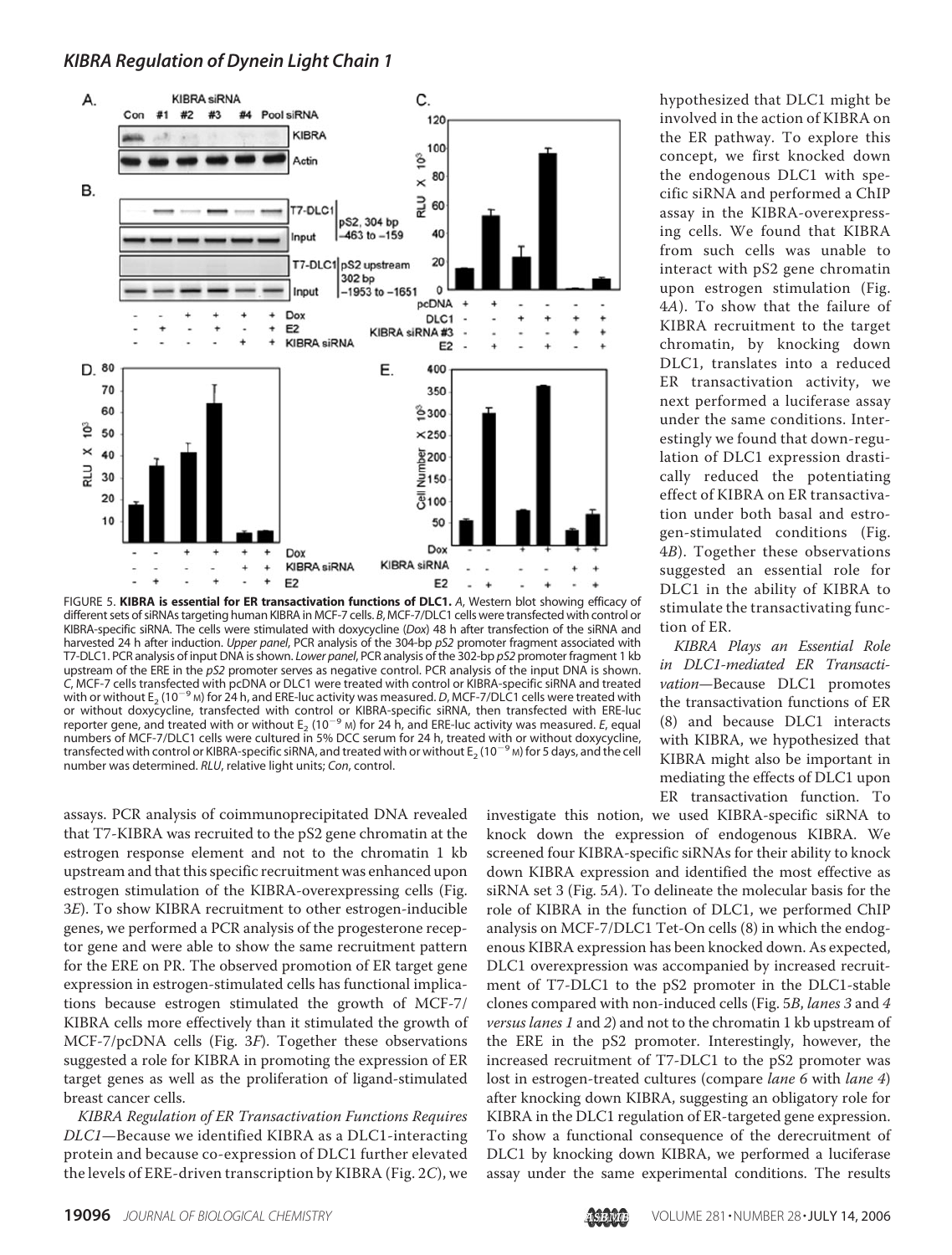FIGURE 5. **KIBRA is essential for ER transactivation functions of DLC1.** *A*, Western blot showing efficacy of different sets of siRNAs targeting human KIBRA in MCF-7 cells. *B*, MCF-7/DLC1 cells were transfected with control or KIBRA-specific siRNA. The cells were stimulated with doxycycline (*Dox*) 48 h after transfection of the siRNA and harvested 24 h after induction. *Upper panel*, PCR analysis of the 304-bp *pS2* promoter fragment associated with T7-DLC1. PCR analysis of input DNA is shown. *Lower panel*, PCR analysis of the 302-bp *pS2* promoter fragment 1 kb upstream of the ERE in the *pS2* promoter serves as negative control. PCR analysis of the input DNA is shown. *C*, MCF-7 cells transfected with pcDNA or DLC1 were treated with control or KIBRA-specific siRNA and treated with or without $E_2$ ($10^{-9}$ M) for 24 h, and ERE-luc activity was measured. *D*, MCF-7/DLC1 cells were treated with or without doxycycline, transfected with control or KIBRA-specific siRNA, then transfected with ERE-luc reporter gene, and treated with or without $E_2$ ($10^{-9}$ M) for 24 h, and ERE-luc activity was measured. *E*, equal numbers of MCF-7/DLC1 cells were cultured in 5% DCC serum for 24 h, treated with or without doxycycline, transfected with control or KIBRA-specific siRNA, and treated with or without $E_2$ ($10^{-9}$ M) for 5 days, and the cell number was determined. *RLU*, relative light units; *Con*, control.

assays. PCR analysis of coimmunoprecipitated DNA revealed that T7-KIBRA was recruited to the pS2 gene chromatin at the estrogen response element and not to the chromatin 1 kb upstream and that this specific recruitment was enhanced upon estrogen stimulation of the KIBRA-overexpressing cells (Fig. 3*E*). To show KIBRA recruitment to other estrogen-inducible genes, we performed a PCR analysis of the progesterone receptor gene and were able to show the same recruitment pattern for the ERE on PR. The observed promotion of ER target gene expression in estrogen-stimulated cells has functional implications because estrogen stimulated the growth of MCF-7/KIBRA cells more effectively than it stimulated the growth of MCF-7/pcDNA cells (Fig. 3*F*). Together these observations suggested a role for KIBRA in promoting the expression of ER target genes as well as the proliferation of ligand-stimulated breast cancer cells.

*KIBRA Regulation of ER Transactivation Functions Requires DLC1*—Because we identified KIBRA as a DLC1-interacting protein and because co-expression of DLC1 further elevated the levels of ERE-driven transcription by KIBRA (Fig. 2*C*), we hypothesized that DLC1 might be involved in the action of KIBRA on the ER pathway. To explore this concept, we first knocked down the endogenous DLC1 with specific siRNA and performed a ChIP assay in the KIBRA-overexpressing cells. We found that KIBRA from such cells was unable to interact with pS2 gene chromatin upon estrogen stimulation (Fig. 4*A*). To show that the failure of KIBRA recruitment to the target chromatin, by knocking down DLC1, translates into a reduced ER transactivation activity, we next performed a luciferase assay under the same conditions. Interestingly we found that down-regulation of DLC1 expression drastically reduced the potentiating effect of KIBRA on ER transactivation under both basal and estrogen-stimulated conditions (Fig. 4*B*). Together these observations suggested an essential role for DLC1 in the ability of KIBRA to stimulate the transactivating function of ER.

*KIBRA Plays an Essential Role in DLC1-mediated ER Transactivation*—Because DLC1 promotes the transactivation functions of ER (8) and because DLC1 interacts with KIBRA, we hypothesized that KIBRA might also be important in mediating the effects of DLC1 upon ER transactivation function. To investigate this notion, we used KIBRA-specific siRNA to knock down the expression of endogenous KIBRA. We screened four KIBRA-specific siRNAs for their ability to knock down KIBRA expression and identified the most effective as siRNA set 3 (Fig. 5*A*). To delineate the molecular basis for the role of KIBRA in the function of DLC1, we performed ChIP analysis on MCF-7/DLC1 Tet-On cells (8) in which the endogenous KIBRA expression has been knocked down. As expected, DLC1 overexpression was accompanied by increased recruitment of T7-DLC1 to the pS2 promoter in the DLC1-stable clones compared with non-induced cells (Fig. 5*B*, *lanes 3* and *4 versus lanes 1* and *2*) and not to the chromatin 1 kb upstream of the ERE in the pS2 promoter. Interestingly, however, the increased recruitment of T7-DLC1 to the pS2 promoter was lost in estrogen-treated cultures (compare *lane 6* with *lane 4*) after knocking down KIBRA, suggesting an obligatory role for KIBRA in the DLC1 regulation of ER-targeted gene expression. To show a functional consequence of the derecruitment of DLC1 by knocking down KIBRA, we performed a luciferase assay under the same experimental conditions. The results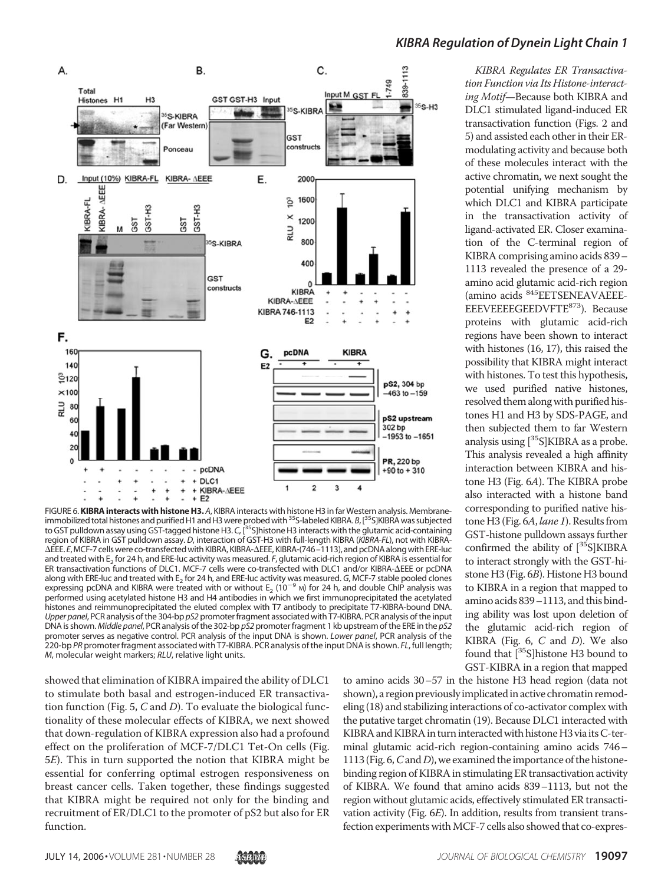FIGURE 6. **KIBRA interacts with histone H3.** *A*, KIBRA interacts with histone H3 in far Western analysis. Membrane-immobilized total histones and purified H1 and H3 were probed with $^{35}$S-labeled KIBRA. *B*, [$^{35}$S]KIBRA was subjected to GST pulldown assay using GST-tagged histone H3. *C*, [$^{35}$S]histone H3 interacts with the glutamic acid-containing region of KIBRA in GST pulldown assay. *D*, interaction of GST-H3 with full-length KIBRA (*KIBRA-FL*), not with KIBRA-ΔEEE. *E*, MCF-7 cells were co-transfected with KIBRA, KIBRA-ΔEEE, KIBRA-(746–1113), and pcDNA along with ERE-luc and treated with $E_2$ for 24 h, and ERE-luc activity was measured. *F*, glutamic acid-rich region of KIBRA is essential for ER transactivation functions of DLC1. MCF-7 cells were co-transfected with DLC1 and/or KIBRA-ΔEEE or pcDNA along with ERE-luc and treated with $E_2$ for 24 h, and ERE-luc activity was measured. *G*, MCF-7 stable pooled clones expressing pcDNA and KIBRA were treated with or without $E_2$ ($10^{-9}$ M) for 24 h, and double ChIP analysis was performed using acetylated histone H3 and H4 antibodies in which we first immunoprecipitated the acetylated histones and reimmunoprecipitated the eluted complex with T7 antibody to precipitate T7-KIBRA-bound DNA. *Upper panel*, PCR analysis of the 304-bp *pS2* promoter fragment associated with T7-KIBRA. PCR analysis of the input DNA is shown. *Middle panel*, PCR analysis of the 302-bp *pS2* promoter fragment 1 kb upstream of the ERE in the *pS2* promoter serves as negative control. PCR analysis of the input DNA is shown. *Lower panel*, PCR analysis of the 220-bp *PR* promoter fragment associated with T7-KIBRA. PCR analysis of the input DNA is shown. *FL*, full length; *M*, molecular weight markers; *RLU*, relative light units.

showed that elimination of KIBRA impaired the ability of DLC1 to stimulate both basal and estrogen-induced ER transactivation function (Fig. 5, *C* and *D*). To evaluate the biological functionality of these molecular effects of KIBRA, we next showed that down-regulation of KIBRA expression also had a profound effect on the proliferation of MCF-7/DLC1 Tet-On cells (Fig. 5*E*). This in turn supported the notion that KIBRA might be essential for conferring optimal estrogen responsiveness on breast cancer cells. Taken together, these findings suggested that KIBRA might be required not only for the binding and recruitment of ER/DLC1 to the promoter of pS2 but also for ER function.

*KIBRA Regulates ER Transactivation Function via Its Histone-interacting Motif*—Because both KIBRA and DLC1 stimulated ligand-induced ER transactivation function (Figs. 2 and 5) and assisted each other in their ER-modulating activity and because both of these molecules interact with the active chromatin, we next sought the potential unifying mechanism by which DLC1 and KIBRA participate in the transactivation activity of ligand-activated ER. Closer examination of the C-terminal region of KIBRA comprising amino acids 839–1113 revealed the presence of a 29-amino acid glutamic acid-rich region (amino acids [845]EETSENEAVAEEE-EEEVEEEEGEEDVFTE[873]). Because proteins with glutamic acid-rich regions have been shown to interact with histones (16, 17), this raised the possibility that KIBRA might interact with histones. To test this hypothesis, we used purified native histones, resolved them along with purified histones H1 and H3 by SDS-PAGE, and then subjected them to far Western analysis using [$^{35}$S]KIBRA as a probe. This analysis revealed a high affinity interaction between KIBRA and histone H3 (Fig. 6*A*). The KIBRA probe also interacted with a histone band corresponding to purified native histone H3 (Fig. 6*A*, *lane 1*). Results from GST-histone pulldown assays further confirmed the ability of [$^{35}$S]KIBRA to interact strongly with the GST-histone H3 (Fig. 6*B*). Histone H3 bound to KIBRA in a region that mapped to amino acids 839–1113, and this binding ability was lost upon deletion of the glutamic acid-rich region of KIBRA (Fig. 6, *C* and *D*). We also found that [$^{35}$S]histone H3 bound to GST-KIBRA in a region that mapped to amino acids 30–57 in the histone H3 head region (data not shown), a region previously implicated in active chromatin remodeling (18) and stabilizing interactions of co-activator complex with the putative target chromatin (19). Because DLC1 interacted with KIBRA and KIBRA in turn interacted with histone H3 via its C-terminal glutamic acid-rich region-containing amino acids 746–1113 (Fig. 6, *C* and *D*), we examined the importance of the histone-binding region of KIBRA in stimulating ER transactivation activity of KIBRA. We found that amino acids 839–1113, but not the region without glutamic acids, effectively stimulated ER transactivation activity (Fig. 6*E*). In addition, results from transient transfection experiments with MCF-7 cells also showed that co-expres-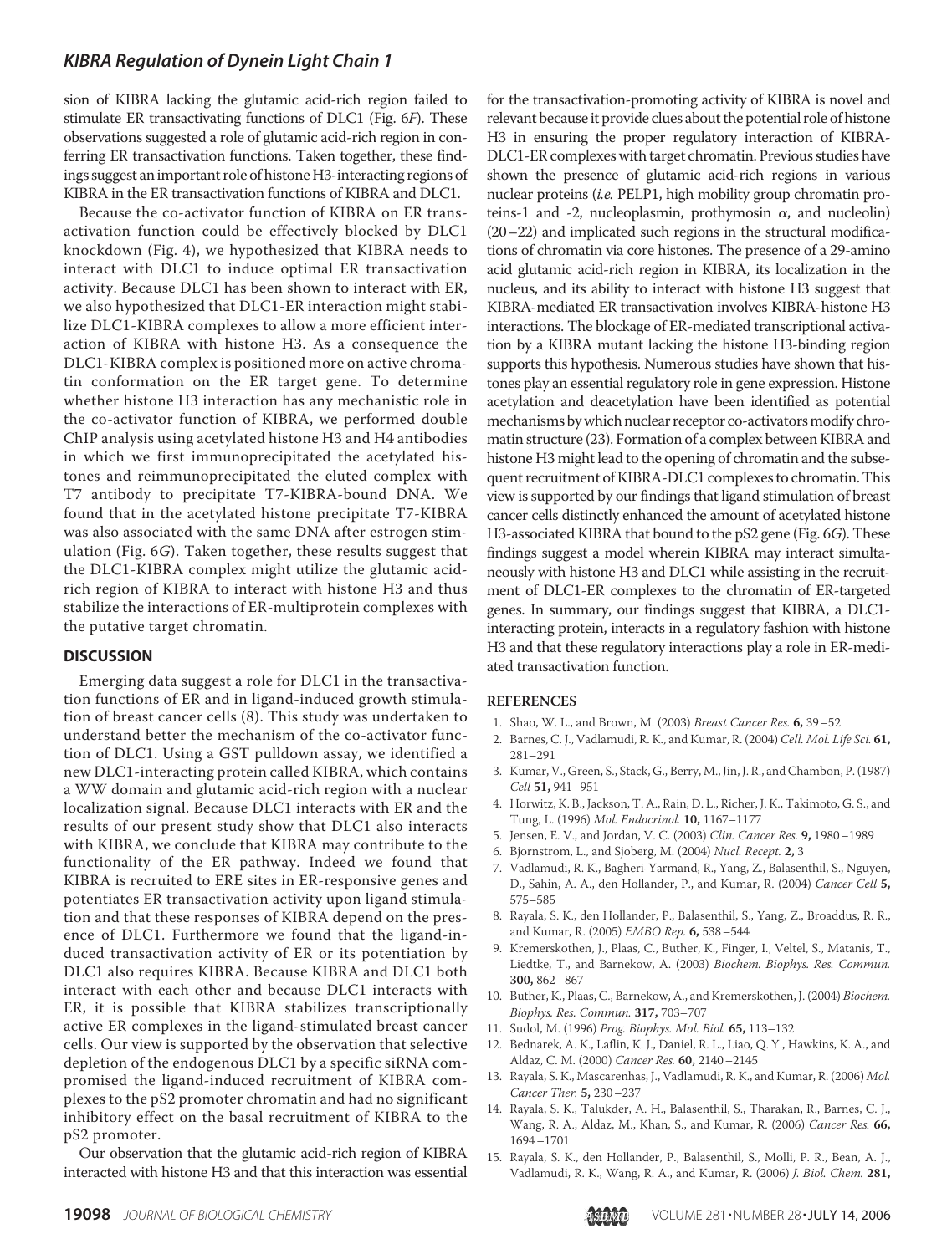sion of KIBRA lacking the glutamic acid-rich region failed to stimulate ER transactivating functions of DLC1 (Fig. 6*F*). These observations suggested a role of glutamic acid-rich region in conferring ER transactivation functions. Taken together, these findings suggest an important role of histone H3-interacting regions of KIBRA in the ER transactivation functions of KIBRA and DLC1.

Because the co-activator function of KIBRA on ER transactivation function could be effectively blocked by DLC1 knockdown (Fig. 4), we hypothesized that KIBRA needs to interact with DLC1 to induce optimal ER transactivation activity. Because DLC1 has been shown to interact with ER, we also hypothesized that DLC1-ER interaction might stabilize DLC1-KIBRA complexes to allow a more efficient interaction of KIBRA with histone H3. As a consequence the DLC1-KIBRA complex is positioned more on active chromatin conformation on the ER target gene. To determine whether histone H3 interaction has any mechanistic role in the co-activator function of KIBRA, we performed double ChIP analysis using acetylated histone H3 and H4 antibodies in which we first immunoprecipitated the acetylated histones and reimmunoprecipitated the eluted complex with T7 antibody to precipitate T7-KIBRA-bound DNA. We found that in the acetylated histone precipitate T7-KIBRA was also associated with the same DNA after estrogen stimulation (Fig. 6*G*). Taken together, these results suggest that the DLC1-KIBRA complex might utilize the glutamic acid-rich region of KIBRA to interact with histone H3 and thus stabilize the interactions of ER-multiprotein complexes with the putative target chromatin.

## DISCUSSION

Emerging data suggest a role for DLC1 in the transactivation functions of ER and in ligand-induced growth stimulation of breast cancer cells (8). This study was undertaken to understand better the mechanism of the co-activator function of DLC1. Using a GST pulldown assay, we identified a new DLC1-interacting protein called KIBRA, which contains a WW domain and glutamic acid-rich region with a nuclear localization signal. Because DLC1 interacts with ER and the results of our present study show that DLC1 also interacts with KIBRA, we conclude that KIBRA may contribute to the functionality of the ER pathway. Indeed we found that KIBRA is recruited to ERE sites in ER-responsive genes and potentiates ER transactivation activity upon ligand stimulation and that these responses of KIBRA depend on the presence of DLC1. Furthermore we found that the ligand-induced transactivation activity of ER or its potentiation by DLC1 also requires KIBRA. Because KIBRA and DLC1 both interact with each other and because DLC1 interacts with ER, it is possible that KIBRA stabilizes transcriptionally active ER complexes in the ligand-stimulated breast cancer cells. Our view is supported by the observation that selective depletion of the endogenous DLC1 by a specific siRNA compromised the ligand-induced recruitment of KIBRA complexes to the pS2 promoter chromatin and had no significant inhibitory effect on the basal recruitment of KIBRA to the pS2 promoter.

Our observation that the glutamic acid-rich region of KIBRA interacted with histone H3 and that this interaction was essential for the transactivation-promoting activity of KIBRA is novel and relevant because it provide clues about the potential role of histone H3 in ensuring the proper regulatory interaction of KIBRA-DLC1-ER complexes with target chromatin. Previous studies have shown the presence of glutamic acid-rich regions in various nuclear proteins (*i.e.* PELP1, high mobility group chromatin proteins-1 and -2, nucleoplasmin, prothymosin $\alpha$, and nucleolin) (20–22) and implicated such regions in the structural modifications of chromatin via core histones. The presence of a 29-amino acid glutamic acid-rich region in KIBRA, its localization in the nucleus, and its ability to interact with histone H3 suggest that KIBRA-mediated ER transactivation involves KIBRA-histone H3 interactions. The blockage of ER-mediated transcriptional activation by a KIBRA mutant lacking the histone H3-binding region supports this hypothesis. Numerous studies have shown that histones play an essential regulatory role in gene expression. Histone acetylation and deacetylation have been identified as potential mechanisms by which nuclear receptor co-activators modify chromatin structure (23). Formation of a complex between KIBRA and histone H3 might lead to the opening of chromatin and the subsequent recruitment of KIBRA-DLC1 complexes to chromatin. This view is supported by our findings that ligand stimulation of breast cancer cells distinctly enhanced the amount of acetylated histone H3-associated KIBRA that bound to the pS2 gene (Fig. 6*G*). These findings suggest a model wherein KIBRA may interact simultaneously with histone H3 and DLC1 while assisting in the recruitment of DLC1-ER complexes to the chromatin of ER-targeted genes. In summary, our findings suggest that KIBRA, a DLC1-interacting protein, interacts in a regulatory fashion with histone H3 and that these regulatory interactions play a role in ER-mediated transactivation function.

## REFERENCES

1. Shao, W. L., and Brown, M. (2003) *Breast Cancer Res.* **6,** 39–52
2. Barnes, C. J., Vadlamudi, R. K., and Kumar, R. (2004) *Cell. Mol. Life Sci.* **61,** 281–291
3. Kumar, V., Green, S., Stack, G., Berry, M., Jin, J. R., and Chambon, P. (1987) *Cell* **51,** 941–951
4. Horwitz, K. B., Jackson, T. A., Rain, D. L., Richer, J. K., Takimoto, G. S., and Tung, L. (1996) *Mol. Endocrinol.* **10,** 1167–1177
5. Jensen, E. V., and Jordan, V. C. (2003) *Clin. Cancer Res.* **9,** 1980–1989
6. Bjornstrom, L., and Sjoberg, M. (2004) *Nucl. Recept.* **2,** 3
7. Vadlamudi, R. K., Bagheri-Yarmand, R., Yang, Z., Balasenthil, S., Nguyen, D., Sahin, A. A., den Hollander, P., and Kumar, R. (2004) *Cancer Cell* **5,** 575–585
8. Rayala, S. K., den Hollander, P., Balasenthil, S., Yang, Z., Broaddus, R. R., and Kumar, R. (2005) *EMBO Rep.* **6,** 538–544
9. Kremerskothen, J., Plaas, C., Buther, K., Finger, I., Veltel, S., Matanis, T., Liedtke, T., and Barnekow, A. (2003) *Biochem. Biophys. Res. Commun.* **300,** 862–867
10. Buther, K., Plaas, C., Barnekow, A., and Kremerskothen, J. (2004) *Biochem. Biophys. Res. Commun.* **317,** 703–707
11. Sudol, M. (1996) *Prog. Biophys. Mol. Biol.* **65,** 113–132
12. Bednarek, A. K., Laflin, K. J., Daniel, R. L., Liao, Q. Y., Hawkins, K. A., and Aldaz, C. M. (2000) *Cancer Res.* **60,** 2140–2145
13. Rayala, S. K., Mascarenhas, J., Vadlamudi, R. K., and Kumar, R. (2006) *Mol. Cancer Ther.* **5,** 230–237
14. Rayala, S. K., Talukder, A. H., Balasenthil, S., Tharakan, R., Barnes, C. J., Wang, R. A., Aldaz, M., Khan, S., and Kumar, R. (2006) *Cancer Res.* **66,** 1694–1701
15. Rayala, S. K., den Hollander, P., Balasenthil, S., Molli, P. R., Bean, A. J., Vadlamudi, R. K., Wang, R. A., and Kumar, R. (2006) *J. Biol. Chem.* **281,**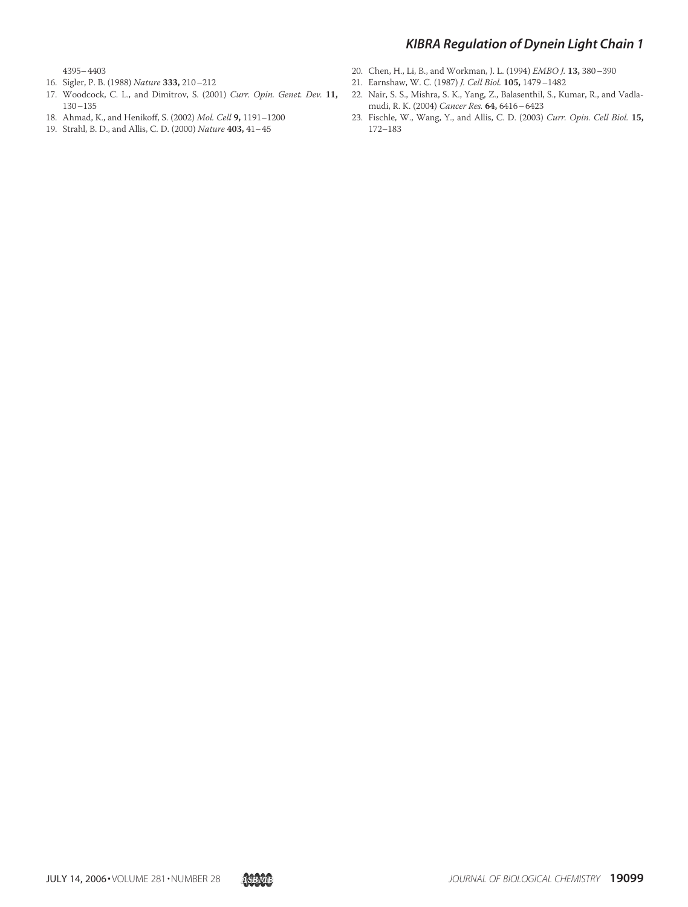4395–4403

16. Sigler, P. B. (1988) *Nature* **333,** 210–212
17. Woodcock, C. L., and Dimitrov, S. (2001) *Curr. Opin. Genet. Dev.* **11,** 130–135
18. Ahmad, K., and Henikoff, S. (2002) *Mol. Cell* **9,** 1191–1200
19. Strahl, B. D., and Allis, C. D. (2000) *Nature* **403,** 41–45
20. Chen, H., Li, B., and Workman, J. L. (1994) *EMBO J.* **13,** 380–390
21. Earnshaw, W. C. (1987) *J. Cell Biol.* **105,** 1479–1482
22. Nair, S. S., Mishra, S. K., Yang, Z., Balasenthil, S., Kumar, R., and Vadlamudi, R. K. (2004) *Cancer Res.* **64,** 6416–6423
23. Fischle, W., Wang, Y., and Allis, C. D. (2003) *Curr. Opin. Cell Biol.* **15,** 172–183